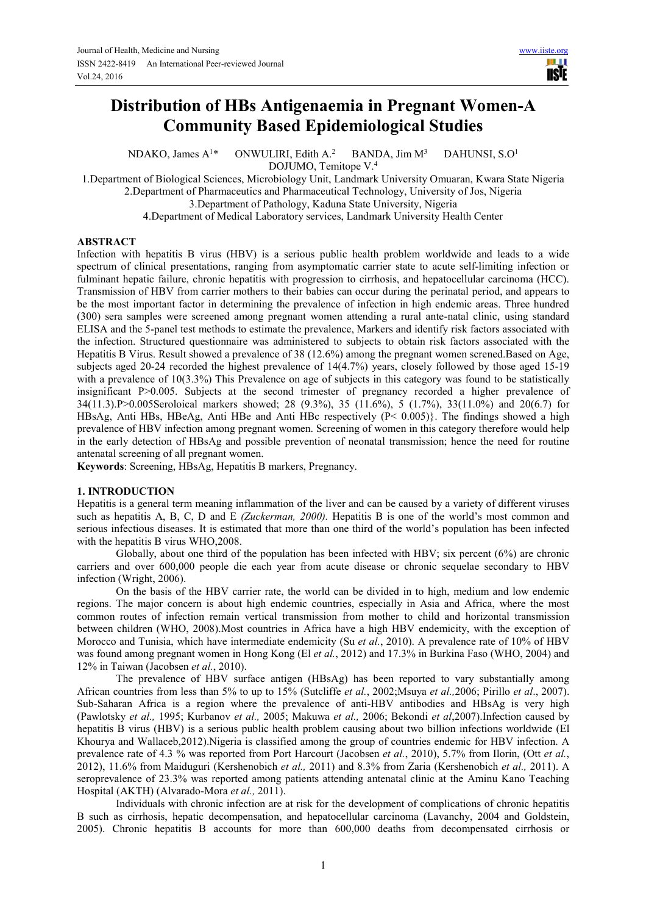# Distribution of HBs Antigenaemia in Pregnant Women-A Community Based Epidemiological Studies

NDAKO, James A[1]* ONWULIRI, Edith A.[2] BANDA, Jim M[3] DAHUNSI, S.O[1] DOJUMO, Temitope V.[4]

1.Department of Biological Sciences, Microbiology Unit, Landmark University Omuaran, Kwara State Nigeria
2.Department of Pharmaceutics and Pharmaceutical Technology, University of Jos, Nigeria
3.Department of Pathology, Kaduna State University, Nigeria
4.Department of Medical Laboratory services, Landmark University Health Center

## ABSTRACT

Infection with hepatitis B virus (HBV) is a serious public health problem worldwide and leads to a wide spectrum of clinical presentations, ranging from asymptomatic carrier state to acute self-limiting infection or fulminant hepatic failure, chronic hepatitis with progression to cirrhosis, and hepatocellular carcinoma (HCC). Transmission of HBV from carrier mothers to their babies can occur during the perinatal period, and appears to be the most important factor in determining the prevalence of infection in high endemic areas. Three hundred (300) sera samples were screened among pregnant women attending a rural ante-natal clinic, using standard ELISA and the 5-panel test methods to estimate the prevalence, Markers and identify risk factors associated with the infection. Structured questionnaire was administered to subjects to obtain risk factors associated with the Hepatitis B Virus. Result showed a prevalence of 38 (12.6%) among the pregnant women screned.Based on Age, subjects aged 20-24 recorded the highest prevalence of 14(4.7%) years, closely followed by those aged 15-19 with a prevalence of 10(3.3%) This Prevalence on age of subjects in this category was found to be statistically insignificant P>0.005. Subjects at the second trimester of pregnancy recorded a higher prevalence of 34(11.3).P>0.005Seroloical markers showed; 28 (9.3%), 35 (11.6%), 5 (1.7%), 33(11.0%) and 20(6.7) for HBsAg, Anti HBs, HBeAg, Anti HBe and Anti HBc respectively (P< 0.005)}. The findings showed a high prevalence of HBV infection among pregnant women. Screening of women in this category therefore would help in the early detection of HBsAg and possible prevention of neonatal transmission; hence the need for routine antenatal screening of all pregnant women.

**Keywords**: Screening, HBsAg, Hepatitis B markers, Pregnancy.

## 1. INTRODUCTION

Hepatitis is a general term meaning inflammation of the liver and can be caused by a variety of different viruses such as hepatitis A, B, C, D and E *(Zuckerman, 2000).* Hepatitis B is one of the world's most common and serious infectious diseases. It is estimated that more than one third of the world's population has been infected with the hepatitis B virus WHO,2008.

Globally, about one third of the population has been infected with HBV; six percent (6%) are chronic carriers and over 600,000 people die each year from acute disease or chronic sequelae secondary to HBV infection (Wright, 2006).

On the basis of the HBV carrier rate, the world can be divided in to high, medium and low endemic regions. The major concern is about high endemic countries, especially in Asia and Africa, where the most common routes of infection remain vertical transmission from mother to child and horizontal transmission between children (WHO, 2008).Most countries in Africa have a high HBV endemicity, with the exception of Morocco and Tunisia, which have intermediate endemicity (Su *et al.*, 2010). A prevalence rate of 10% of HBV was found among pregnant women in Hong Kong (El *et al.*, 2012) and 17.3% in Burkina Faso (WHO, 2004) and 12% in Taiwan (Jacobsen *et al.*, 2010).

The prevalence of HBV surface antigen (HBsAg) has been reported to vary substantially among African countries from less than 5% to up to 15% (Sutcliffe *et al.*, 2002;Msuya *et al.,*2006; Pirillo *et al*., 2007). Sub-Saharan Africa is a region where the prevalence of anti-HBV antibodies and HBsAg is very high (Pawlotsky *et al.,* 1995; Kurbanov *et al.,* 2005; Makuwa *et al.,* 2006; Bekondi *et al*,2007).Infection caused by hepatitis B virus (HBV) is a serious public health problem causing about two billion infections worldwide (El Khourya and Wallaceb,2012).Nigeria is classified among the group of countries endemic for HBV infection. A prevalence rate of 4.3 % was reported from Port Harcourt (Jacobsen *et al.*, 2010), 5.7% from Ilorin, (Ott *et al.*, 2012), 11.6% from Maiduguri (Kershenobich *et al.,* 2011) and 8.3% from Zaria (Kershenobich *et al.,* 2011). A seroprevalence of 23.3% was reported among patients attending antenatal clinic at the Aminu Kano Teaching Hospital (AKTH) (Alvarado-Mora *et al.,* 2011).

Individuals with chronic infection are at risk for the development of complications of chronic hepatitis B such as cirrhosis, hepatic decompensation, and hepatocellular carcinoma (Lavanchy, 2004 and Goldstein, 2005). Chronic hepatitis B accounts for more than 600,000 deaths from decompensated cirrhosis or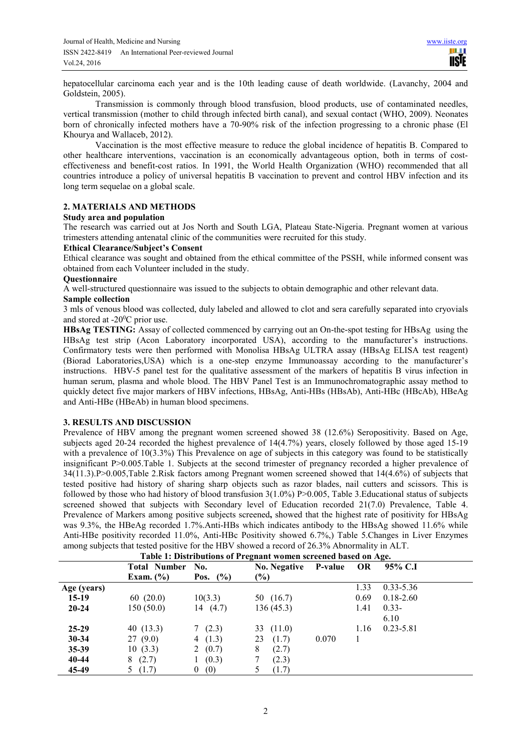hepatocellular carcinoma each year and is the 10th leading cause of death worldwide. (Lavanchy, 2004 and Goldstein, 2005).

Transmission is commonly through blood transfusion, blood products, use of contaminated needles, vertical transmission (mother to child through infected birth canal), and sexual contact (WHO, 2009). Neonates born of chronically infected mothers have a 70-90% risk of the infection progressing to a chronic phase (El Khourya and Wallaceb, 2012).

Vaccination is the most effective measure to reduce the global incidence of hepatitis B. Compared to other healthcare interventions, vaccination is an economically advantageous option, both in terms of cost-effectiveness and benefit-cost ratios. In 1991, the World Health Organization (WHO) recommended that all countries introduce a policy of universal hepatitis B vaccination to prevent and control HBV infection and its long term sequelae on a global scale.

## 2. MATERIALS AND METHODS

**Study area and population**

The research was carried out at Jos North and South LGA, Plateau State-Nigeria. Pregnant women at various trimesters attending antenatal clinic of the communities were recruited for this study.

**Ethical Clearance/Subject's Consent**

Ethical clearance was sought and obtained from the ethical committee of the PSSH, while informed consent was obtained from each Volunteer included in the study.

**Questionnaire**

A well-structured questionnaire was issued to the subjects to obtain demographic and other relevant data.

**Sample collection**

3 mls of venous blood was collected, duly labeled and allowed to clot and sera carefully separated into cryovials and stored at -20$^0$C prior use.

**HBsAg TESTING:** Assay of collected commenced by carrying out an On-the-spot testing for HBsAg using the HBsAg test strip (Acon Laboratory incorporated USA), according to the manufacturer's instructions. Confirmatory tests were then performed with Monolisa HBsAg ULTRA assay (HBsAg ELISA test reagent) (Biorad Laboratories,USA) which is a one-step enzyme Immunoassay according to the manufacturer's instructions. HBV-5 panel test for the qualitative assessment of the markers of hepatitis B virus infection in human serum, plasma and whole blood. The HBV Panel Test is an Immunochromatographic assay method to quickly detect five major markers of HBV infections, HBsAg, Anti-HBs (HBsAb), Anti-HBc (HBcAb), HBeAg and Anti-HBe (HBeAb) in human blood specimens.

## 3. RESULTS AND DISCUSSION

Prevalence of HBV among the pregnant women screened showed 38 (12.6%) Seropositivity. Based on Age, subjects aged 20-24 recorded the highest prevalence of 14(4.7%) years, closely followed by those aged 15-19 with a prevalence of 10(3.3%) This Prevalence on age of subjects in this category was found to be statistically insignificant P>0.005.Table 1. Subjects at the second trimester of pregnancy recorded a higher prevalence of 34(11.3).P>0.005,Table 2.Risk factors among Pregnant women screened showed that 14(4.6%) of subjects that tested positive had history of sharing sharp objects such as razor blades, nail cutters and scissors. This is followed by those who had history of blood transfusion 3(1.0%) P>0.005, Table 3.Educational status of subjects screened showed that subjects with Secondary level of Education recorded 21(7.0) Prevalence, Table 4. Prevalence of Markers among positive subjects screened**,** showed that the highest rate of positivity for HBsAg was 9.3%, the HBeAg recorded 1.7%.Anti-HBs which indicates antibody to the HBsAg showed 11.6% while Anti-HBe positivity recorded 11.0%, Anti-HBc Positivity showed 6.7%,) Table 5.Changes in Liver Enzymes among subjects that tested positive for the HBV showed a record of 26.3% Abnormality in ALT.

**Table 1: Distributions of Pregnant women screened based on Age.**

| | Total Number Exam. (%) | No. Pos. (%) | No. Negative (%) | P-value | OR | 95% C.I |
|---|---|---|---|---|---|---|
| **Age (years)** | | | | | 1.33 | 0.33-5.36 |
| **15-19** | 60 (20.0) | 10(3.3) | 50 (16.7) | | 0.69 | 0.18-2.60 |
| **20-24** | 150 (50.0) | 14 (4.7) | 136 (45.3) | | 1.41 | 0.33-6.10 |
| **25-29** | 40 (13.3) | 7 (2.3) | 33 (11.0) | | 1.16 | 0.23-5.81 |
| **30-34** | 27 (9.0) | 4 (1.3) | 23 (1.7) | 0.070 | 1 | |
| **35-39** | 10 (3.3) | 2 (0.7) | 8 (2.7) | | | |
| **40-44** | 8 (2.7) | 1 (0.3) | 7 (2.3) | | | |
| **45-49** | 5 (1.7) | 0 (0) | 5 (1.7) | | | |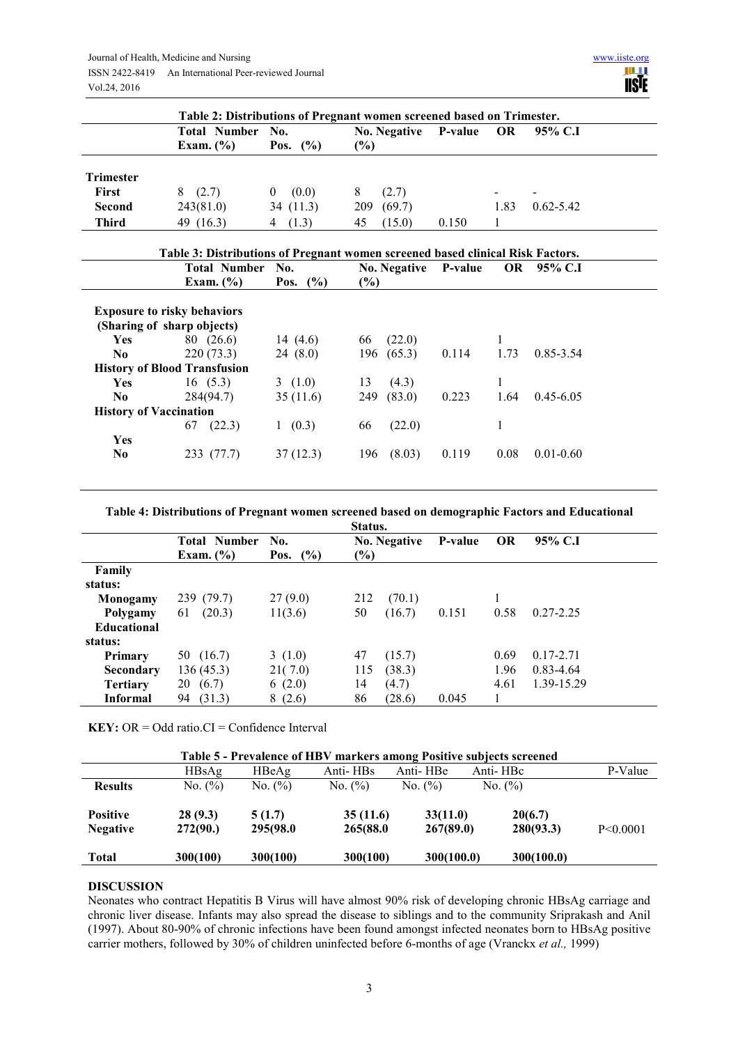**Table 2: Distributions of Pregnant women screened based on Trimester.**

| | Total Number Exam. (%) | No. Pos. (%) | No. Negative (%) | P-value | OR | 95% C.I |
|---|---|---|---|---|---|---|
| **Trimester** | | | | | | |
| **First** | 8 (2.7) | 0 (0.0) | 8 (2.7) | | - | - |
| **Second** | 243(81.0) | 34 (11.3) | 209 (69.7) | | 1.83 | 0.62-5.42 |
| **Third** | 49 (16.3) | 4 (1.3) | 45 (15.0) | 0.150 | 1 | |

**Table 3: Distributions of Pregnant women screened based clinical Risk Factors.**

| | Total Number Exam. (%) | No. Pos. (%) | No. Negative (%) | P-value | OR | 95% C.I |
|---|---|---|---|---|---|---|
| **Exposure to risky behaviors (Sharing of sharp objects)** | | | | | | |
| **Yes** | 80 (26.6) | 14 (4.6) | 66 (22.0) | | 1 | |
| **No** | 220 (73.3) | 24 (8.0) | 196 (65.3) | 0.114 | 1.73 | 0.85-3.54 |
| **History of Blood Transfusion** | | | | | | |
| **Yes** | 16 (5.3) | 3 (1.0) | 13 (4.3) | | 1 | |
| **No** | 284(94.7) | 35 (11.6) | 249 (83.0) | 0.223 | 1.64 | 0.45-6.05 |
| **History of Vaccination** | | | | | | |
| **Yes** | 67 (22.3) | 1 (0.3) | 66 (22.0) | | 1 | |
| **No** | 233 (77.7) | 37 (12.3) | 196 (8.03) | 0.119 | 0.08 | 0.01-0.60 |

**Table 4: Distributions of Pregnant women screened based on demographic Factors and Educational Status.**

| | Total Number Exam. (%) | No. Pos. (%) | No. Negative (%) | P-value | OR | 95% C.I |
|---|---|---|---|---|---|---|
| **Family status:** | | | | | | |
| **Monogamy** | 239 (79.7) | 27 (9.0) | 212 (70.1) | | 1 | |
| **Polygamy** | 61 (20.3) | 11(3.6) | 50 (16.7) | 0.151 | 0.58 | 0.27-2.25 |
| **Educational status:** | | | | | | |
| **Primary** | 50 (16.7) | 3 (1.0) | 47 (15.7) | | 0.69 | 0.17-2.71 |
| **Secondary** | 136 (45.3) | 21( 7.0) | 115 (38.3) | | 1.96 | 0.83-4.64 |
| **Tertiary** | 20 (6.7) | 6 (2.0) | 14 (4.7) | | 4.61 | 1.39-15.29 |
| **Informal** | 94 (31.3) | 8 (2.6) | 86 (28.6) | 0.045 | 1 | |

**KEY:** OR = Odd ratio.CI = Confidence Interval

**Table 5 - Prevalence of HBV markers among Positive subjects screened**

| | HBsAg | HBeAg | Anti- HBs | Anti- HBe | Anti- HBc | P-Value |
|---|---|---|---|---|---|---|
| **Results** | No. (%) | No. (%) | No. (%) | No. (%) | No. (%) | |
| **Positive** | **28 (9.3)** | **5 (1.7)** | **35 (11.6)** | **33(11.0)** | **20(6.7)** | |
| **Negative** | **272(90.)** | **295(98.0** | **265(88.0** | **267(89.0)** | **280(93.3)** | P<0.0001 |
| **Total** | **300(100)** | **300(100)** | **300(100)** | **300(100.0)** | **300(100.0)** | |

## DISCUSSION

Neonates who contract Hepatitis B Virus will have almost 90% risk of developing chronic HBsAg carriage and chronic liver disease. Infants may also spread the disease to siblings and to the community Sriprakash and Anil (1997). About 80-90% of chronic infections have been found amongst infected neonates born to HBsAg positive carrier mothers, followed by 30% of children uninfected before 6-months of age (Vranckx *et al.,* 1999)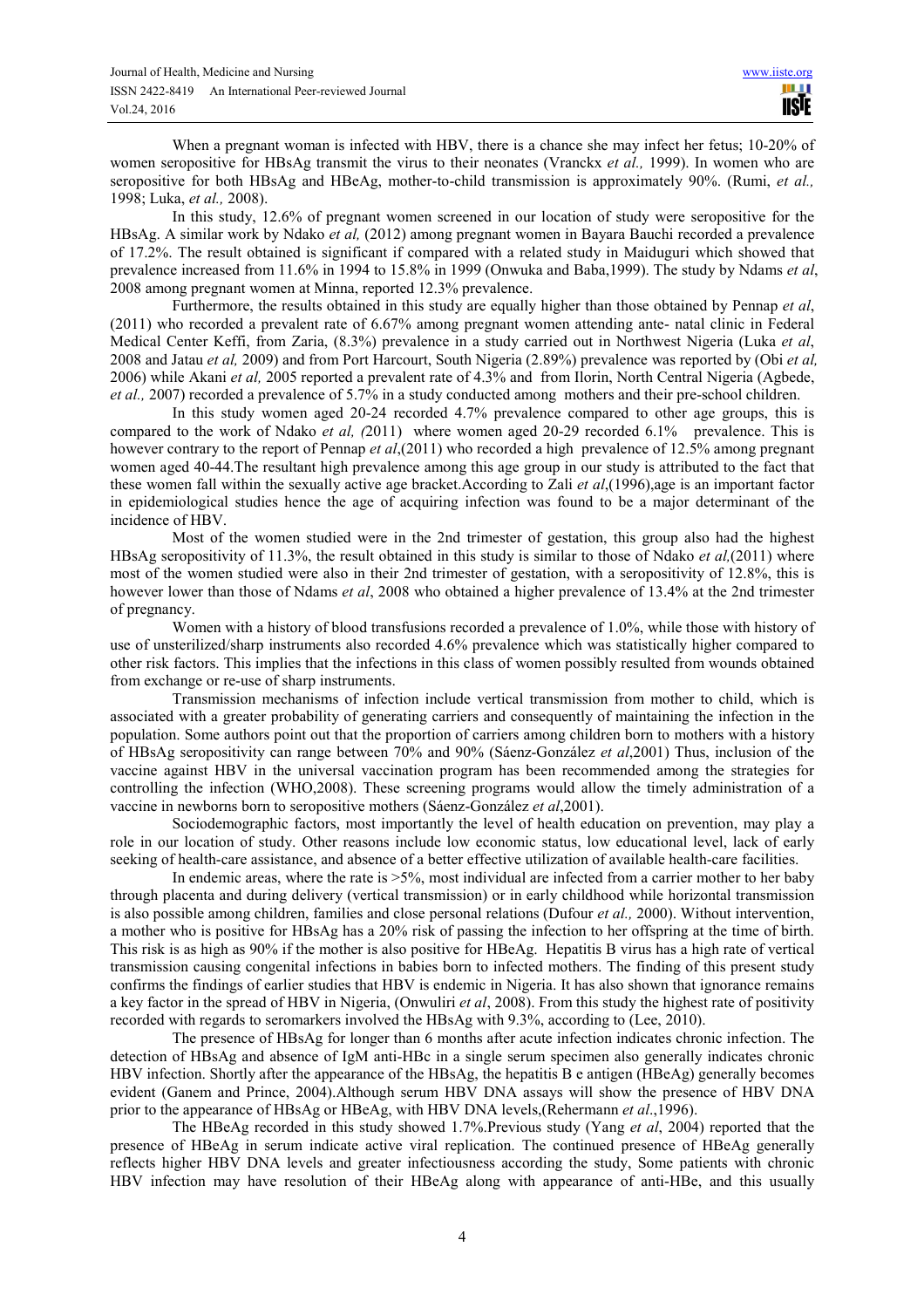When a pregnant woman is infected with HBV, there is a chance she may infect her fetus; 10-20% of women seropositive for HBsAg transmit the virus to their neonates (Vranckx *et al.,* 1999). In women who are seropositive for both HBsAg and HBeAg, mother-to-child transmission is approximately 90%. (Rumi, *et al.,* 1998; Luka, *et al.,* 2008).

In this study, 12.6% of pregnant women screened in our location of study were seropositive for the HBsAg. A similar work by Ndako *et al,* (2012) among pregnant women in Bayara Bauchi recorded a prevalence of 17.2%. The result obtained is significant if compared with a related study in Maiduguri which showed that prevalence increased from 11.6% in 1994 to 15.8% in 1999 (Onwuka and Baba,1999). The study by Ndams *et al*, 2008 among pregnant women at Minna, reported 12.3% prevalence.

Furthermore, the results obtained in this study are equally higher than those obtained by Pennap *et al*, (2011) who recorded a prevalent rate of 6.67% among pregnant women attending ante- natal clinic in Federal Medical Center Keffi, from Zaria, (8.3%) prevalence in a study carried out in Northwest Nigeria (Luka *et al*, 2008 and Jatau *et al,* 2009) and from Port Harcourt, South Nigeria (2.89%) prevalence was reported by (Obi *et al,* 2006) while Akani *et al,* 2005 reported a prevalent rate of 4.3% and from Ilorin, North Central Nigeria (Agbede, *et al.,* 2007) recorded a prevalence of 5.7% in a study conducted among mothers and their pre-school children.

In this study women aged 20-24 recorded 4.7% prevalence compared to other age groups, this is compared to the work of Ndako *et al, (*2011) where women aged 20-29 recorded 6.1% prevalence. This is however contrary to the report of Pennap *et al*,(2011) who recorded a high prevalence of 12.5% among pregnant women aged 40-44.The resultant high prevalence among this age group in our study is attributed to the fact that these women fall within the sexually active age bracket.According to Zali *et al*,(1996),age is an important factor in epidemiological studies hence the age of acquiring infection was found to be a major determinant of the incidence of HBV.

Most of the women studied were in the 2nd trimester of gestation, this group also had the highest HBsAg seropositivity of 11.3%, the result obtained in this study is similar to those of Ndako *et al,*(2011) where most of the women studied were also in their 2nd trimester of gestation, with a seropositivity of 12.8%, this is however lower than those of Ndams *et al*, 2008 who obtained a higher prevalence of 13.4% at the 2nd trimester of pregnancy.

Women with a history of blood transfusions recorded a prevalence of 1.0%, while those with history of use of unsterilized/sharp instruments also recorded 4.6% prevalence which was statistically higher compared to other risk factors. This implies that the infections in this class of women possibly resulted from wounds obtained from exchange or re-use of sharp instruments.

Transmission mechanisms of infection include vertical transmission from mother to child, which is associated with a greater probability of generating carriers and consequently of maintaining the infection in the population. Some authors point out that the proportion of carriers among children born to mothers with a history of HBsAg seropositivity can range between 70% and 90% (Sáenz-González *et al*,2001) Thus, inclusion of the vaccine against HBV in the universal vaccination program has been recommended among the strategies for controlling the infection (WHO,2008). These screening programs would allow the timely administration of a vaccine in newborns born to seropositive mothers (Sáenz-González *et al*,2001).

Sociodemographic factors, most importantly the level of health education on prevention, may play a role in our location of study. Other reasons include low economic status, low educational level, lack of early seeking of health-care assistance, and absence of a better effective utilization of available health-care facilities.

In endemic areas, where the rate is >5%, most individual are infected from a carrier mother to her baby through placenta and during delivery (vertical transmission) or in early childhood while horizontal transmission is also possible among children, families and close personal relations (Dufour *et al.,* 2000). Without intervention, a mother who is positive for HBsAg has a 20% risk of passing the infection to her offspring at the time of birth. This risk is as high as 90% if the mother is also positive for HBeAg. Hepatitis B virus has a high rate of vertical transmission causing congenital infections in babies born to infected mothers. The finding of this present study confirms the findings of earlier studies that HBV is endemic in Nigeria. It has also shown that ignorance remains a key factor in the spread of HBV in Nigeria, (Onwuliri *et al*, 2008). From this study the highest rate of positivity recorded with regards to seromarkers involved the HBsAg with 9.3%, according to (Lee, 2010).

The presence of HBsAg for longer than 6 months after acute infection indicates chronic infection. The detection of HBsAg and absence of IgM anti-HBc in a single serum specimen also generally indicates chronic HBV infection. Shortly after the appearance of the HBsAg, the hepatitis B e antigen (HBeAg) generally becomes evident (Ganem and Prince, 2004).Although serum HBV DNA assays will show the presence of HBV DNA prior to the appearance of HBsAg or HBeAg, with HBV DNA levels,(Rehermann *et al*.,1996).

The HBeAg recorded in this study showed 1.7%.Previous study (Yang *et al*, 2004) reported that the presence of HBeAg in serum indicate active viral replication. The continued presence of HBeAg generally reflects higher HBV DNA levels and greater infectiousness according the study, Some patients with chronic HBV infection may have resolution of their HBeAg along with appearance of anti-HBe, and this usually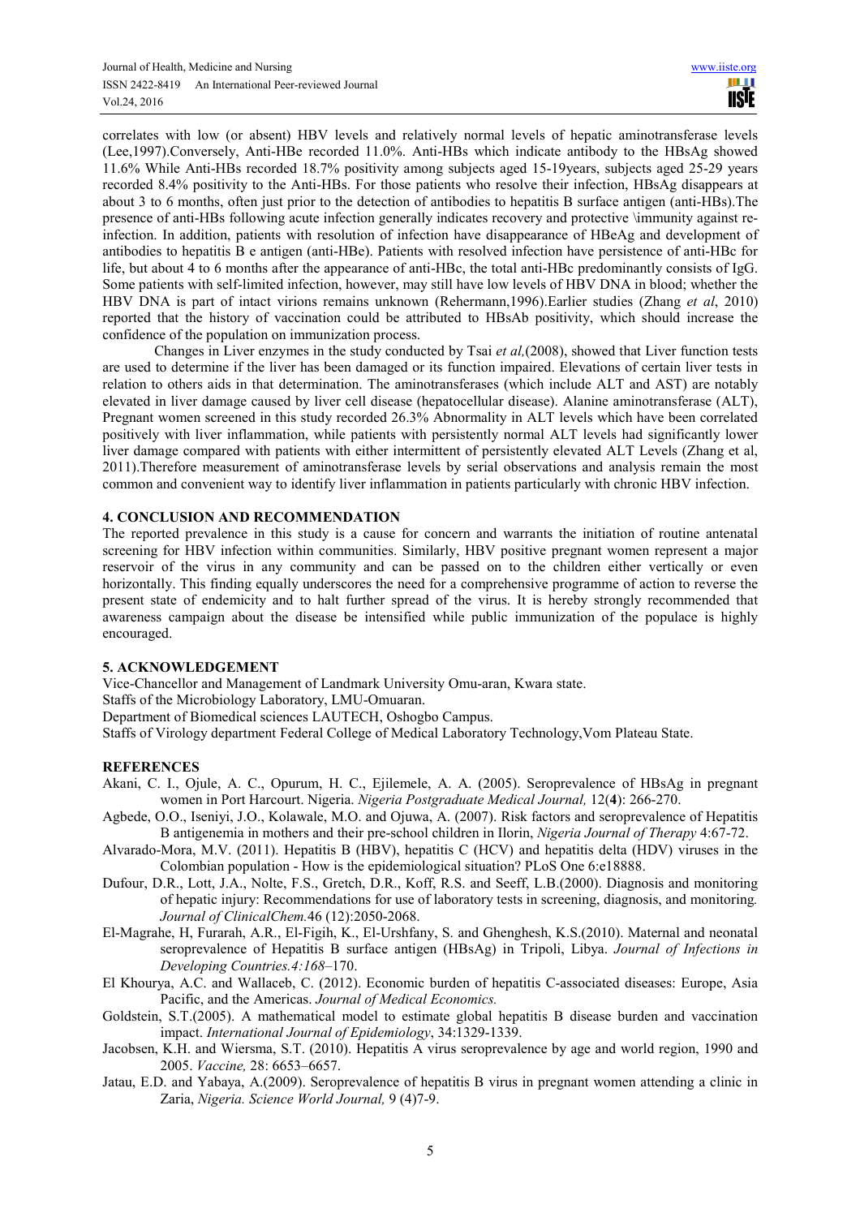correlates with low (or absent) HBV levels and relatively normal levels of hepatic aminotransferase levels (Lee,1997).Conversely, Anti-HBe recorded 11.0%. Anti-HBs which indicate antibody to the HBsAg showed 11.6% While Anti-HBs recorded 18.7% positivity among subjects aged 15-19years, subjects aged 25-29 years recorded 8.4% positivity to the Anti-HBs. For those patients who resolve their infection, HBsAg disappears at about 3 to 6 months, often just prior to the detection of antibodies to hepatitis B surface antigen (anti-HBs).The presence of anti-HBs following acute infection generally indicates recovery and protective \immunity against re-infection. In addition, patients with resolution of infection have disappearance of HBeAg and development of antibodies to hepatitis B e antigen (anti-HBe). Patients with resolved infection have persistence of anti-HBc for life, but about 4 to 6 months after the appearance of anti-HBc, the total anti-HBc predominantly consists of IgG. Some patients with self-limited infection, however, may still have low levels of HBV DNA in blood; whether the HBV DNA is part of intact virions remains unknown (Rehermann,1996).Earlier studies (Zhang *et al*, 2010) reported that the history of vaccination could be attributed to HBsAb positivity, which should increase the confidence of the population on immunization process.

Changes in Liver enzymes in the study conducted by Tsai *et al,*(2008), showed that Liver function tests are used to determine if the liver has been damaged or its function impaired. Elevations of certain liver tests in relation to others aids in that determination. The aminotransferases (which include ALT and AST) are notably elevated in liver damage caused by liver cell disease (hepatocellular disease). Alanine aminotransferase (ALT), Pregnant women screened in this study recorded 26.3% Abnormality in ALT levels which have been correlated positively with liver inflammation, while patients with persistently normal ALT levels had significantly lower liver damage compared with patients with either intermittent of persistently elevated ALT Levels (Zhang et al, 2011).Therefore measurement of aminotransferase levels by serial observations and analysis remain the most common and convenient way to identify liver inflammation in patients particularly with chronic HBV infection.

## 4. CONCLUSION AND RECOMMENDATION

The reported prevalence in this study is a cause for concern and warrants the initiation of routine antenatal screening for HBV infection within communities. Similarly, HBV positive pregnant women represent a major reservoir of the virus in any community and can be passed on to the children either vertically or even horizontally. This finding equally underscores the need for a comprehensive programme of action to reverse the present state of endemicity and to halt further spread of the virus. It is hereby strongly recommended that awareness campaign about the disease be intensified while public immunization of the populace is highly encouraged.

## 5. ACKNOWLEDGEMENT

Vice-Chancellor and Management of Landmark University Omu-aran, Kwara state.

Staffs of the Microbiology Laboratory, LMU-Omuaran.

Department of Biomedical sciences LAUTECH, Oshogbo Campus.

Staffs of Virology department Federal College of Medical Laboratory Technology,Vom Plateau State.

## REFERENCES

Akani, C. I., Ojule, A. C., Opurum, H. C., Ejilemele, A. A. (2005). Seroprevalence of HBsAg in pregnant women in Port Harcourt. Nigeria. *Nigeria Postgraduate Medical Journal,* 12(**4**): 266-270.

Agbede, O.O., Iseniyi, J.O., Kolawale, M.O. and Ojuwa, A. (2007). Risk factors and seroprevalence of Hepatitis B antigenemia in mothers and their pre-school children in Ilorin, *Nigeria Journal of Therapy* 4:67-72.

Alvarado-Mora, M.V. (2011). Hepatitis B (HBV), hepatitis C (HCV) and hepatitis delta (HDV) viruses in the Colombian population - How is the epidemiological situation? PLoS One 6:e18888.

Dufour, D.R., Lott, J.A., Nolte, F.S., Gretch, D.R., Koff, R.S. and Seeff, L.B.(2000). Diagnosis and monitoring of hepatic injury: Recommendations for use of laboratory tests in screening, diagnosis, and monitoring*. Journal of ClinicalChem.*46 (12):2050-2068.

El-Magrahe, H, Furarah, A.R., El-Figih, K., El-Urshfany, S. and Ghenghesh, K.S.(2010). Maternal and neonatal seroprevalence of Hepatitis B surface antigen (HBsAg) in Tripoli, Libya. *Journal of Infections in Developing Countries.4:168*–170.

El Khourya, A.C. and Wallaceb, C. (2012). Economic burden of hepatitis C-associated diseases: Europe, Asia Pacific, and the Americas. *Journal of Medical Economics.*

Goldstein, S.T.(2005). A mathematical model to estimate global hepatitis B disease burden and vaccination impact. *International Journal of Epidemiology*, 34:1329-1339.

Jacobsen, K.H. and Wiersma, S.T. (2010). Hepatitis A virus seroprevalence by age and world region, 1990 and 2005. *Vaccine,* 28: 6653–6657.

Jatau, E.D. and Yabaya, A.(2009). Seroprevalence of hepatitis B virus in pregnant women attending a clinic in Zaria, *Nigeria. Science World Journal,* 9 (4)7-9.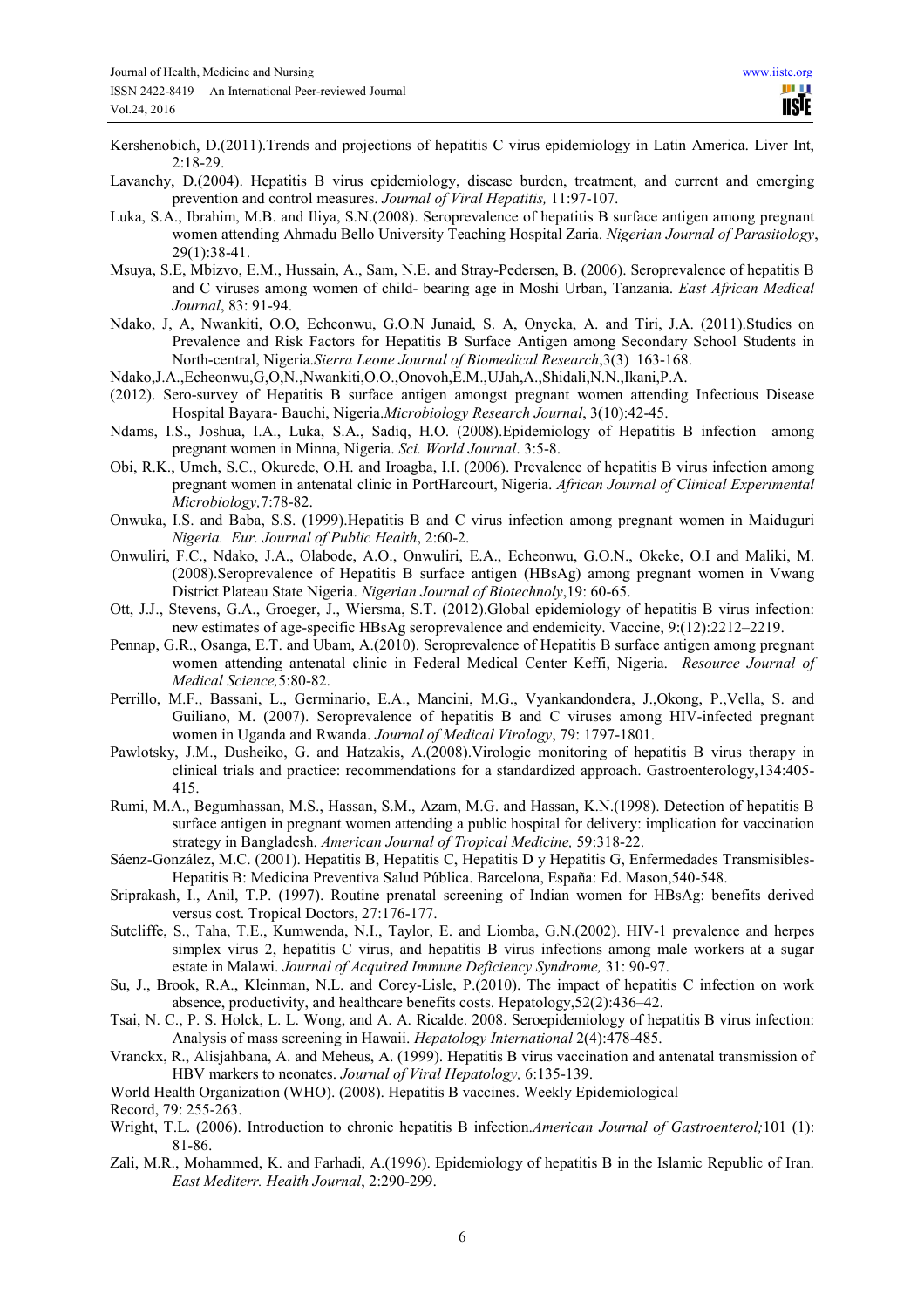Kershenobich, D.(2011).Trends and projections of hepatitis C virus epidemiology in Latin America. Liver Int, 2:18-29.

Lavanchy, D.(2004). Hepatitis B virus epidemiology, disease burden, treatment, and current and emerging prevention and control measures. *Journal of Viral Hepatitis,* 11:97-107.

Luka, S.A., Ibrahim, M.B. and Iliya, S.N.(2008). Seroprevalence of hepatitis B surface antigen among pregnant women attending Ahmadu Bello University Teaching Hospital Zaria. *Nigerian Journal of Parasitology*, 29(1):38-41.

Msuya, S.E, Mbizvo, E.M., Hussain, A., Sam, N.E. and Stray-Pedersen, B. (2006). Seroprevalence of hepatitis B and C viruses among women of child- bearing age in Moshi Urban, Tanzania. *East African Medical Journal*, 83: 91-94.

Ndako, J, A, Nwankiti, O.O, Echeonwu, G.O.N Junaid, S. A, Onyeka, A. and Tiri, J.A. (2011).Studies on Prevalence and Risk Factors for Hepatitis B Surface Antigen among Secondary School Students in North-central, Nigeria.*Sierra Leone Journal of Biomedical Research*,3(3) 163-168.

Ndako,J.A.,Echeonwu,G,O,N.,Nwankiti,O.O.,Onovoh,E.M.,UJah,A.,Shidali,N.N.,Ikani,P.A.

(2012). Sero-survey of Hepatitis B surface antigen amongst pregnant women attending Infectious Disease Hospital Bayara- Bauchi, Nigeria.*Microbiology Research Journal*, 3(10):42-45.

Ndams, I.S., Joshua, I.A., Luka, S.A., Sadiq, H.O. (2008).Epidemiology of Hepatitis B infection among pregnant women in Minna, Nigeria. *Sci. World Journal*. 3:5-8.

Obi, R.K., Umeh, S.C., Okurede, O.H. and Iroagba, I.I. (2006). Prevalence of hepatitis B virus infection among pregnant women in antenatal clinic in PortHarcourt, Nigeria. *African Journal of Clinical Experimental Microbiology,*7:78-82.

Onwuka, I.S. and Baba, S.S. (1999).Hepatitis B and C virus infection among pregnant women in Maiduguri *Nigeria. Eur. Journal of Public Health*, 2:60-2.

Onwuliri, F.C., Ndako, J.A., Olabode, A.O., Onwuliri, E.A., Echeonwu, G.O.N., Okeke, O.I and Maliki, M. (2008).Seroprevalence of Hepatitis B surface antigen (HBsAg) among pregnant women in Vwang District Plateau State Nigeria. *Nigerian Journal of Biotechnoly*,19: 60-65.

Ott, J.J., Stevens, G.A., Groeger, J., Wiersma, S.T. (2012).Global epidemiology of hepatitis B virus infection: new estimates of age-specific HBsAg seroprevalence and endemicity. Vaccine, 9:(12):2212–2219.

Pennap, G.R., Osanga, E.T. and Ubam, A.(2010). Seroprevalence of Hepatitis B surface antigen among pregnant women attending antenatal clinic in Federal Medical Center Keffi, Nigeria. *Resource Journal of Medical Science,*5:80-82.

Perrillo, M.F., Bassani, L., Germinario, E.A., Mancini, M.G., Vyankandondera, J.,Okong, P.,Vella, S. and Guiliano, M. (2007). Seroprevalence of hepatitis B and C viruses among HIV-infected pregnant women in Uganda and Rwanda. *Journal of Medical Virology*, 79: 1797-1801.

Pawlotsky, J.M., Dusheiko, G. and Hatzakis, A.(2008).Virologic monitoring of hepatitis B virus therapy in clinical trials and practice: recommendations for a standardized approach. Gastroenterology,134:405-415.

Rumi, M.A., Begumhassan, M.S., Hassan, S.M., Azam, M.G. and Hassan, K.N.(1998). Detection of hepatitis B surface antigen in pregnant women attending a public hospital for delivery: implication for vaccination strategy in Bangladesh. *American Journal of Tropical Medicine,* 59:318-22.

Sáenz-González, M.C. (2001). Hepatitis B, Hepatitis C, Hepatitis D y Hepatitis G, Enfermedades Transmisibles-Hepatitis B: Medicina Preventiva Salud Pública. Barcelona, España: Ed. Mason,540-548.

Sriprakash, I., Anil, T.P. (1997). Routine prenatal screening of Indian women for HBsAg: benefits derived versus cost. Tropical Doctors, 27:176-177.

Sutcliffe, S., Taha, T.E., Kumwenda, N.I., Taylor, E. and Liomba, G.N.(2002). HIV-1 prevalence and herpes simplex virus 2, hepatitis C virus, and hepatitis B virus infections among male workers at a sugar estate in Malawi. *Journal of Acquired Immune Deficiency Syndrome,* 31: 90-97.

Su, J., Brook, R.A., Kleinman, N.L. and Corey-Lisle, P.(2010). The impact of hepatitis C infection on work absence, productivity, and healthcare benefits costs. Hepatology,52(2):436–42.

Tsai, N. C., P. S. Holck, L. L. Wong, and A. A. Ricalde. 2008. Seroepidemiology of hepatitis B virus infection: Analysis of mass screening in Hawaii. *Hepatology International* 2(4):478-485.

Vranckx, R., Alisjahbana, A. and Meheus, A. (1999). Hepatitis B virus vaccination and antenatal transmission of HBV markers to neonates. *Journal of Viral Hepatology,* 6:135-139.

World Health Organization (WHO). (2008). Hepatitis B vaccines. Weekly Epidemiological

Record, 79: 255-263.

Wright, T.L. (2006). Introduction to chronic hepatitis B infection.*American Journal of Gastroenterol;*101 (1): 81-86.

Zali, M.R., Mohammed, K. and Farhadi, A.(1996). Epidemiology of hepatitis B in the Islamic Republic of Iran. *East Mediterr. Health Journal*, 2:290-299.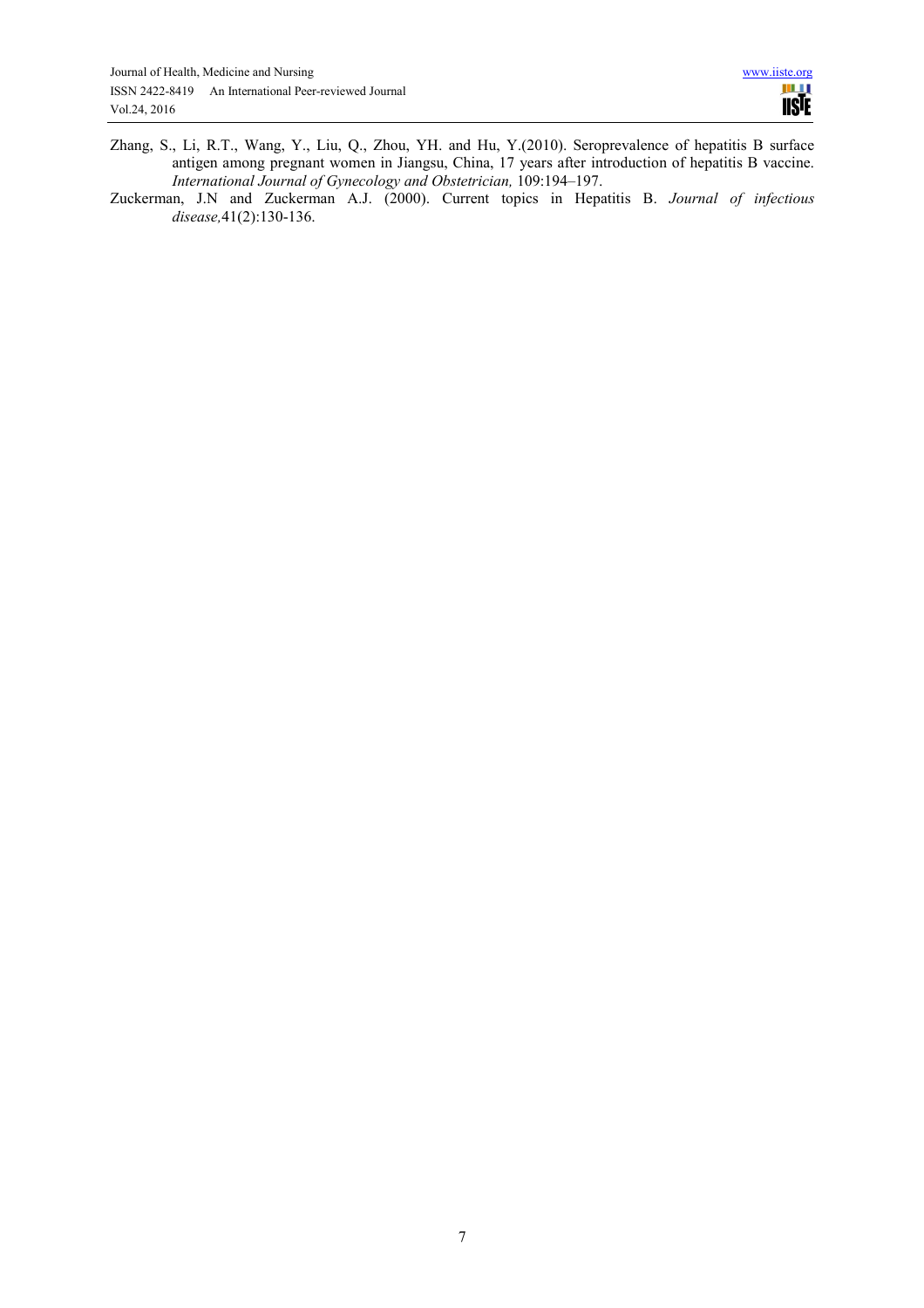Zhang, S., Li, R.T., Wang, Y., Liu, Q., Zhou, YH. and Hu, Y.(2010). Seroprevalence of hepatitis B surface antigen among pregnant women in Jiangsu, China, 17 years after introduction of hepatitis B vaccine. *International Journal of Gynecology and Obstetrician,* 109:194–197.

Zuckerman, J.N and Zuckerman A.J. (2000). Current topics in Hepatitis B. *Journal of infectious disease,*41(2):130-136.